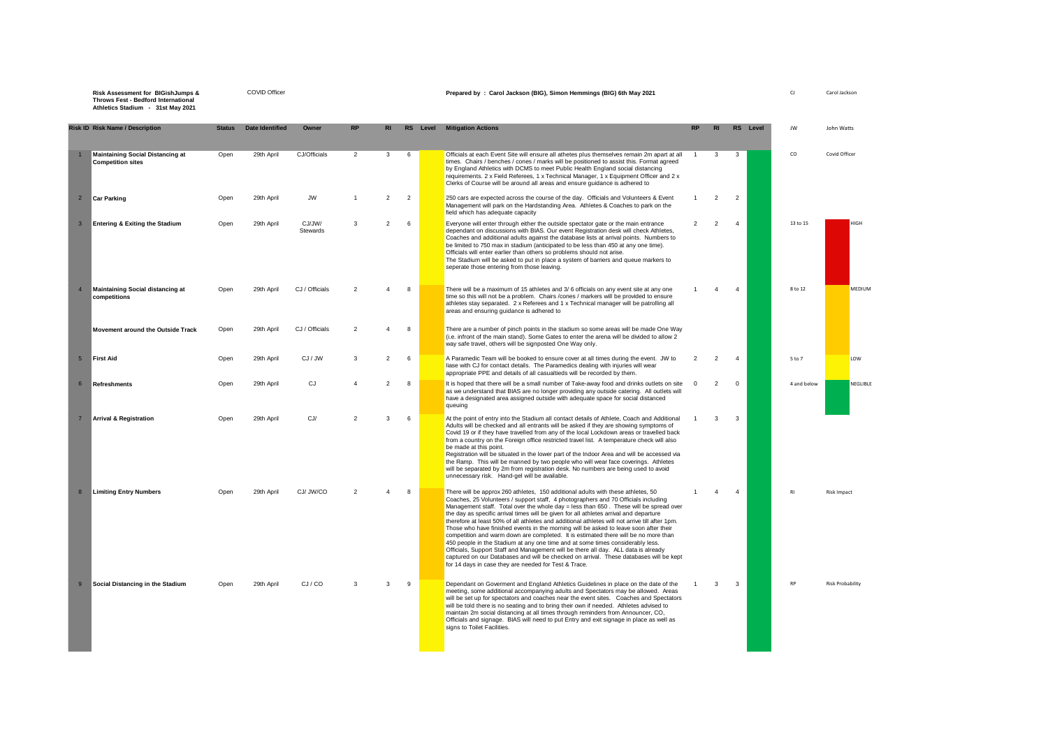**Risk Assessment for BIGishJumps & Throws Fest - Bedford International Athletics Stadium - 31st May 2021**

COVID Officer

**Prepared by : Carol Jackson (BIG), Simon Hemmings (BIG) 6th May 2021**

| Risk ID | Risk Name / Description | Status | Date Identified | Owner | RP | RI | RS | Level | Mitigation Actions | RP | RI | RS | Level |
|---|---|---|---|---|---|---|---|---|---|---|---|---|---|
| 1 | **Maintaining Social Distancing at Competition sites** | Open | 29th April | CJ/Officials | 2 | 3 | 6 | | Officials at each Event Site will ensure all athetes plus themselves remain 2m apart at all times. Chairs / benches / cones / marks will be positioned to assist this. Format agreed by England Athletics with DCMS to meet Public Health England social distancing requirements. 2 x Field Referees, 1 x Technical Manager, 1 x Equipment Officer and 2 x Clerks of Course will be around all areas and ensure guidance is adhered to | 1 | 3 | 3 | |
| 2 | **Car Parking** | Open | 29th April | JW | 1 | 2 | 2 | | 250 cars are expected across the course of the day. Officials and Volunteers & Event Management will park on the Hardstanding Area. Athletes & Coaches to park on the field which has adequate capacity | 1 | 2 | 2 | |
| 3 | **Entering & Exiting the Stadium** | Open | 29th April | CJ/JW/ Stewards | 3 | 2 | 6 | | Everyone will enter through either the outside spectator gate or the main entrance dependant on discussions with BIAS. Our event Registration desk will check Athletes, Coaches and additional adults against the database lists at arrival points. Numbers to be limited to 750 max in stadium (anticipated to be less than 450 at any one time). Officials will enter earlier than others so problems should not arise. The Stadium will be asked to put in place a system of barriers and queue markers to seperate those entering from those leaving. | 2 | 2 | 4 | |
| 4 | **Maintaining Social distancing at competitions** | Open | 29th April | CJ / Officials | 2 | 4 | 8 | | There will be a maximum of 15 athletes and 3/ 6 officials on any event site at any one time so this will not be a problem. Chairs /cones / markers will be provided to ensure athletes stay separated. 2 x Referees and 1 x Technical manager will be patrolling all areas and ensuring guidance is adhered to | 1 | 4 | 4 | |
| | **Movement around the Outside Track** | Open | 29th April | CJ / Officials | 2 | 4 | 8 | | There are a number of pinch points in the stadium so some areas will be made One Way (i.e. infront of the main stand). Some Gates to enter the arena will be divided to allow 2 way safe travel, others will be signposted One Way only. | | | | |
| 5 | **First Aid** | Open | 29th April | CJ / JW | 3 | 2 | 6 | | A Paramedic Team will be booked to ensure cover at all times during the event. JW to liase with CJ for contact details. The Paramedics dealing with injuries will wear appropriate PPE and details of all casualtieds will be recorded by them. | 2 | 2 | 4 | |
| 6 | **Refreshments** | Open | 29th April | CJ | 4 | 2 | 8 | | It is hoped that there will be a small number of Take-away food and drinks outlets on site as we understand that BIAS are no longer providing any outside catering. All outlets will have a designated area assigned outside with adequate space for social distanced queuing | 0 | 2 | 0 | |
| 7 | **Arrival & Registration** | Open | 29th April | CJ/ | 2 | 3 | 6 | | At the point of entry into the Stadium all contact details of Athlete, Coach and Additional Adults will be checked and all entrants will be asked if they are showing symptoms of Covid 19 or if they have travelled from any of the local Lockdown areas or travelled back from a country on the Foreign office restricted travel list. A temperature check will also be made at this point. Registration will be situated in the lower part of the Indoor Area and will be accessed via the Ramp. This will be manned by two people who will wear face coverings. Athletes will be separated by 2m from registration desk. No numbers are being used to avoid unnecessary risk. Hand-gel will be available. | 1 | 3 | 3 | |
| 8 | **Limiting Entry Numbers** | Open | 29th April | CJ/ JW/CO | 2 | 4 | 8 | | There will be approx 260 athletes, 150 additional adults with these athletes, 50 Coaches, 25 Volunteers / support staff, 4 photographers and 70 Officials including Management staff. Total over the whole day = less than 650 . These will be spread over the day as specific arrival times will be given for all athletes arrival and departure therefore at least 50% of all athletes and additional athletes will not arrive till after 1pm. Those who have finished events in the morning will be asked to leave soon after their competition and warm down are completed. It is estimated there will be no more than 450 people in the Stadium at any one time and at some times considerably less. Officials, Support Staff and Management will be there all day. ALL data is already captured on our Databases and will be checked on arrival. These databases will be kept for 14 days in case they are needed for Test & Trace. | 1 | 4 | 4 | |
| 9 | **Social Distancing in the Stadium** | Open | 29th April | CJ / CO | 3 | 3 | 9 | | Dependant on Goverment and England Athletics Guidelines in place on the date of the meeting, some additional accompanying adults and Spectators may be allowed. Areas will be set up for spectators and coaches near the event sites. Coaches and Spectators will be told there is no seating and to bring their own if needed. Athletes advised to maintain 2m social distancing at all times through reminders from Announcer, CO, Officials and signage. BIAS will need to put Entry and exit signage in place as well as signs to Toilet Facilities. | 1 | 3 | 3 | |

| Key | |
|---|---|
| CJ | Carol Jackson |
| JW | John Watts |
| CO | Covid Officer |
| 13 to 15 | HIGH |
| 8 to 12 | MEDIUM |
| 5 to 7 | LOW |
| 4 and below | NEGLIBLE |
| RI | Risk Impact |
| RP | Risk Probability |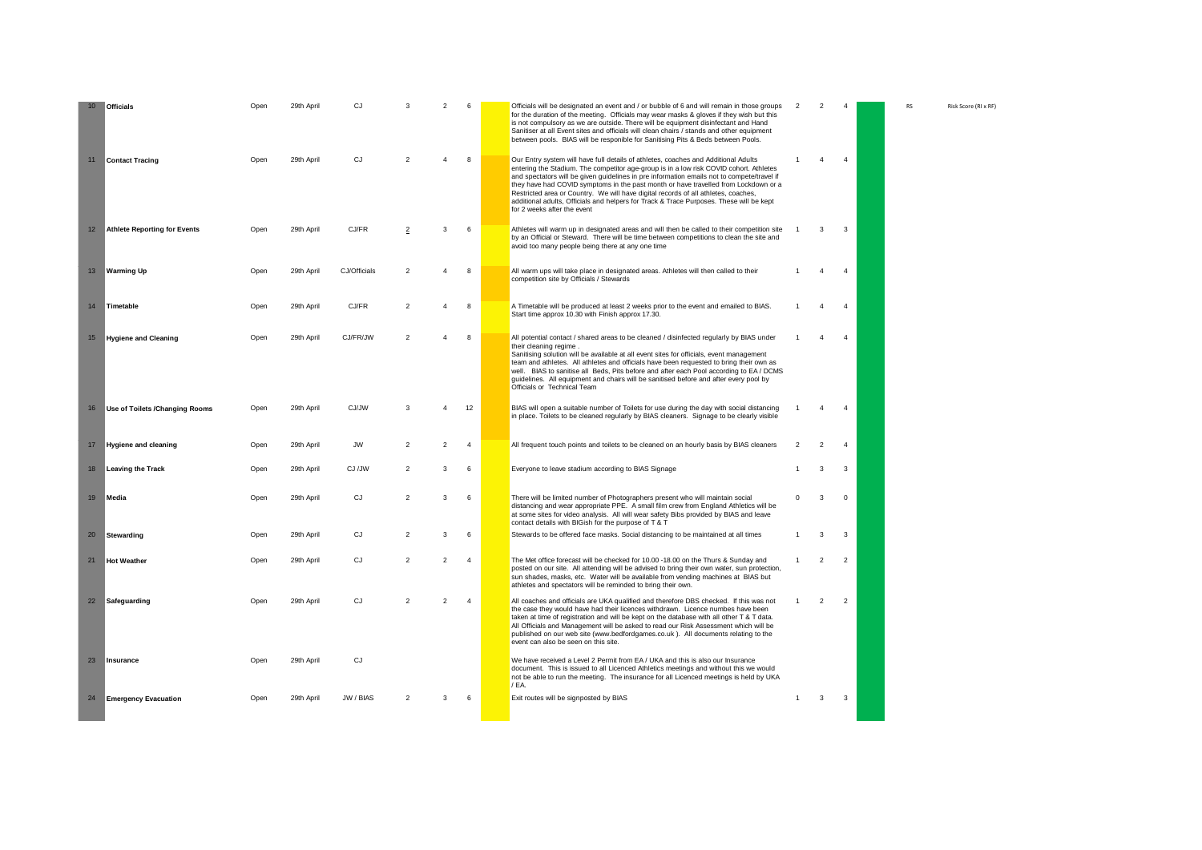| | | | | | | | | | | | | | | | |
|---|---|---|---|---|---|---|---|---|---|---|---|---|---|---|---|
| 10 | Officials | Open | 29th April | CJ | 3 | 2 | 6 | | Officials will be designated an event and / or bubble of 6 and will remain in those groups for the duration of the meeting. Officials may wear masks & gloves if they wish but this is not compulsory as we are outside. There will be equipment disinfectant and Hand Sanitiser at all Event sites and officials will clean chairs / stands and other equipment between pools. BIAS will be responible for Sanitising Pits & Beds between Pools. | 2 | 2 | 4 | | RS | Risk Score (RI x RF) |
| 11 | Contact Tracing | Open | 29th April | CJ | 2 | 4 | 8 | | Our Entry system will have full details of athletes, coaches and Additional Adults entering the Stadium. The competitor age-group is in a low risk COVID cohort. Athletes and spectators will be given guidelines in pre information emails not to compete/travel if they have had COVID symptoms in the past month or have travelled from Lockdown or a Restricted area or Country. We will have digital records of all athletes, coaches, additional adults, Officials and helpers for Track & Trace Purposes. These will be kept for 2 weeks after the event | 1 | 4 | 4 | | | |
| 12 | Athlete Reporting for Events | Open | 29th April | CJ/FR | 2 | 3 | 6 | | Athletes will warm up in designated areas and will then be called to their competition site by an Official or Steward. There will be time between competitions to clean the site and avoid too many people being there at any one time | 1 | 3 | 3 | | | |
| 13 | Warming Up | Open | 29th April | CJ/Officials | 2 | 4 | 8 | | All warm ups will take place in designated areas. Athletes will then called to their competition site by Officials / Stewards | 1 | 4 | 4 | | | |
| 14 | Timetable | Open | 29th April | CJ/FR | 2 | 4 | 8 | | A Timetable will be produced at least 2 weeks prior to the event and emailed to BIAS. Start time approx 10.30 with Finish approx 17.30. | 1 | 4 | 4 | | | |
| 15 | Hygiene and Cleaning | Open | 29th April | CJ/FR/JW | 2 | 4 | 8 | | All potential contact / shared areas to be cleaned / disinfected regularly by BIAS under their cleaning regime .<br>Sanitising solution will be available at all event sites for officials, event management team and athletes. All athletes and officials have been requested to bring their own as well. BIAS to sanitise all Beds, Pits before and after each Pool according to EA / DCMS guidelines. All equipment and chairs will be sanitised before and after every pool by Officials or Technical Team | 1 | 4 | 4 | | | |
| 16 | Use of Toilets /Changing Rooms | Open | 29th April | CJ/JW | 3 | 4 | 12 | | BIAS will open a suitable number of Toilets for use during the day with social distancing in place. Toilets to be cleaned regularly by BIAS cleaners. Signage to be clearly visible | 1 | 4 | 4 | | | |
| 17 | Hygiene and cleaning | Open | 29th April | JW | 2 | 2 | 4 | | All frequent touch points and toilets to be cleaned on an hourly basis by BIAS cleaners | 2 | 2 | 4 | | | |
| 18 | Leaving the Track | Open | 29th April | CJ /JW | 2 | 3 | 6 | | Everyone to leave stadium according to BIAS Signage | 1 | 3 | 3 | | | |
| 19 | Media | Open | 29th April | CJ | 2 | 3 | 6 | | There will be limited number of Photographers present who will maintain social distancing and wear appropriate PPE. A small film crew from England Athletics will be at some sites for video analysis. All will wear safety Bibs provided by BIAS and leave contact details with BIGish for the purpose of T & T | 0 | 3 | 0 | | | |
| 20 | Stewarding | Open | 29th April | CJ | 2 | 3 | 6 | | Stewards to be offered face masks. Social distancing to be maintained at all times | 1 | 3 | 3 | | | |
| 21 | Hot Weather | Open | 29th April | CJ | 2 | 2 | 4 | | The Met office forecast will be checked for 10.00 -18.00 on the Thurs & Sunday and posted on our site. All attending will be advised to bring their own water, sun protection, sun shades, masks, etc. Water will be available from vending machines at BIAS but athletes and spectators will be reminded to bring their own. | 1 | 2 | 2 | | | |
| 22 | Safeguarding | Open | 29th April | CJ | 2 | 2 | 4 | | All coaches and officials are UKA qualified and therefore DBS checked. If this was not the case they would have had their licences withdrawn. Licence numbes have been taken at time of registration and will be kept on the database with all other T & T data. All Officials and Management will be asked to read our Risk Assessment which will be published on our web site (www.bedfordgames.co.uk ). All documents relating to the event can also be seen on this site. | 1 | 2 | 2 | | | |
| 23 | Insurance | Open | 29th April | CJ | | | | | We have received a Level 2 Permit from EA / UKA and this is also our Insurance document. This is issued to all Licenced Athletics meetings and without this we would not be able to run the meeting. The insurance for all Licenced meetings is held by UKA / EA. | | | | | | |
| 24 | Emergency Evacuation | Open | 29th April | JW / BIAS | 2 | 3 | 6 | | Exit routes will be signposted by BIAS | 1 | 3 | 3 | | | |